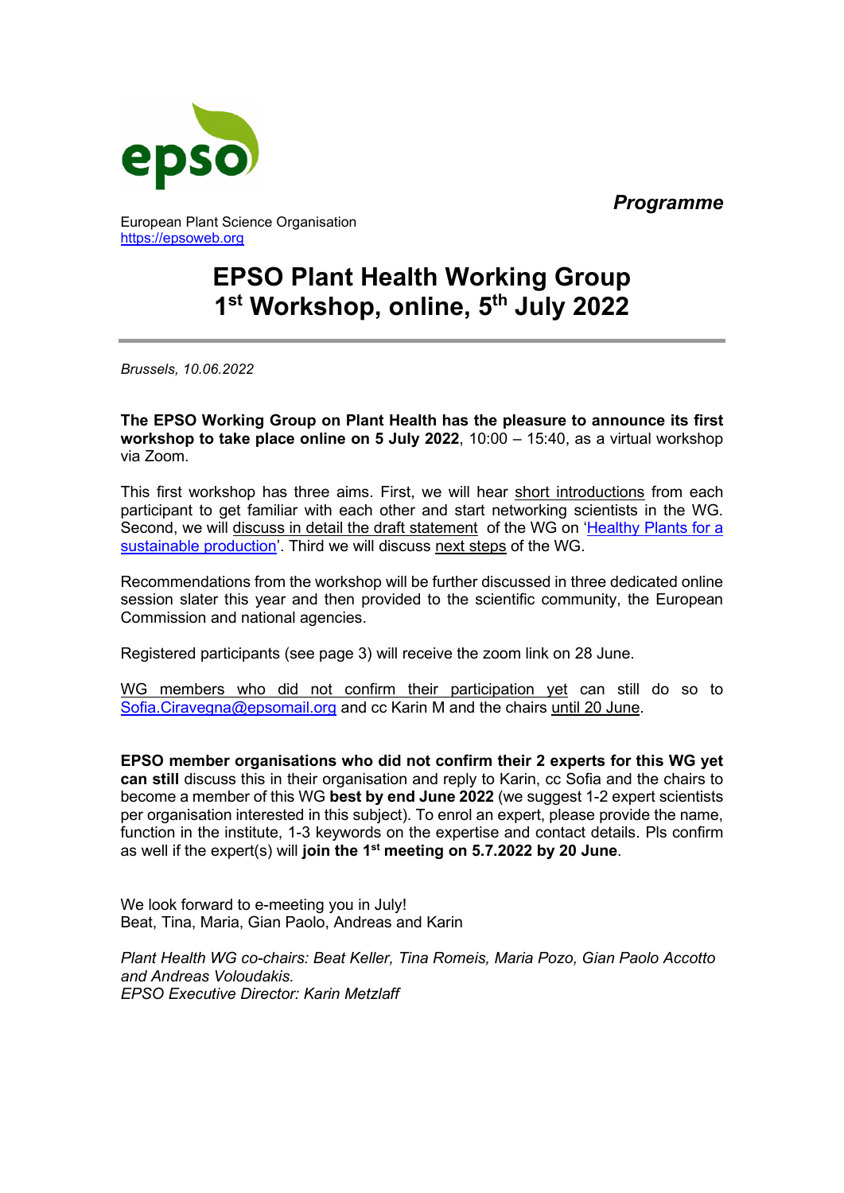*Programme*

European Plant Science Organisation
https://epsoweb.org

# EPSO Plant Health Working Group
# 1st Workshop, online, 5th July 2022

*Brussels, 10.06.2022*

**The EPSO Working Group on Plant Health has the pleasure to announce its first workshop to take place online on 5 July 2022**, 10:00 – 15:40, as a virtual workshop via Zoom.

This first workshop has three aims. First, we will hear short introductions from each participant to get familiar with each other and start networking scientists in the WG. Second, we will discuss in detail the draft statement of the WG on 'Healthy Plants for a sustainable production'. Third we will discuss next steps of the WG.

Recommendations from the workshop will be further discussed in three dedicated online session slater this year and then provided to the scientific community, the European Commission and national agencies.

Registered participants (see page 3) will receive the zoom link on 28 June.

WG members who did not confirm their participation yet can still do so to Sofia.Ciravegna@epsomail.org and cc Karin M and the chairs until 20 June.

**EPSO member organisations who did not confirm their 2 experts for this WG yet can still** discuss this in their organisation and reply to Karin, cc Sofia and the chairs to become a member of this WG **best by end June 2022** (we suggest 1-2 expert scientists per organisation interested in this subject). To enrol an expert, please provide the name, function in the institute, 1-3 keywords on the expertise and contact details. Pls confirm as well if the expert(s) will **join the 1st meeting on 5.7.2022 by 20 June**.

We look forward to e-meeting you in July!
Beat, Tina, Maria, Gian Paolo, Andreas and Karin

*Plant Health WG co-chairs: Beat Keller, Tina Romeis, Maria Pozo, Gian Paolo Accotto and Andreas Voloudakis.*
*EPSO Executive Director: Karin Metzlaff*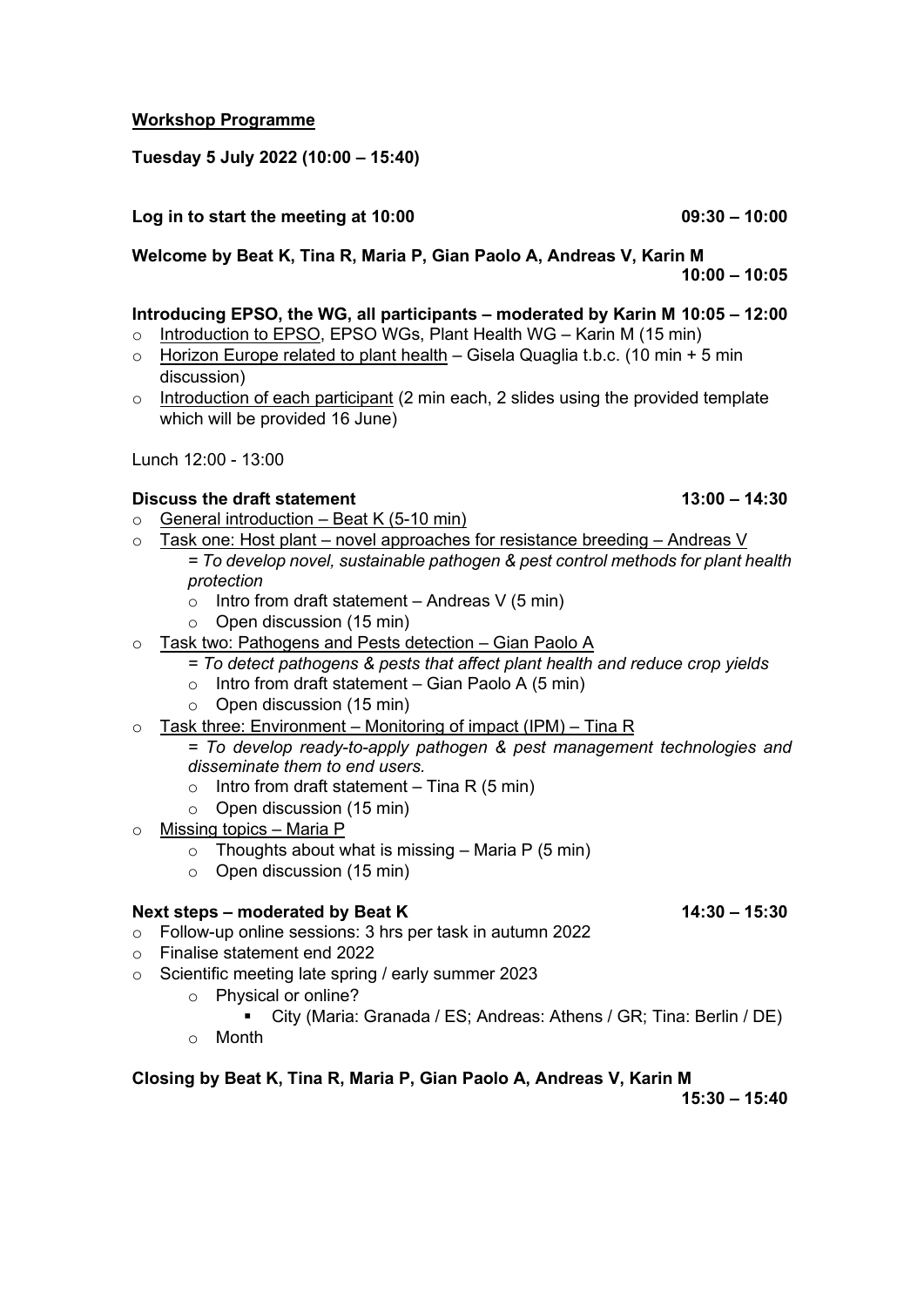**Workshop Programme**

**Tuesday 5 July 2022 (10:00 – 15:40)**

**Log in to start the meeting at 10:00** **09:30 – 10:00**

**Welcome by Beat K, Tina R, Maria P, Gian Paolo A, Andreas V, Karin M** **10:00 – 10:05**

**Introducing EPSO, the WG, all participants – moderated by Karin M 10:05 – 12:00**

- Introduction to EPSO, EPSO WGs, Plant Health WG – Karin M (15 min)
- Horizon Europe related to plant health – Gisela Quaglia t.b.c. (10 min + 5 min discussion)
- Introduction of each participant (2 min each, 2 slides using the provided template which will be provided 16 June)

Lunch 12:00 - 13:00

**Discuss the draft statement** **13:00 – 14:30**

- General introduction – Beat K (5-10 min)
- Task one: Host plant – novel approaches for resistance breeding – Andreas V
  *= To develop novel, sustainable pathogen & pest control methods for plant health protection*
  - Intro from draft statement – Andreas V (5 min)
  - Open discussion (15 min)
- Task two: Pathogens and Pests detection – Gian Paolo A
  *= To detect pathogens & pests that affect plant health and reduce crop yields*
  - Intro from draft statement – Gian Paolo A (5 min)
  - Open discussion (15 min)
- Task three: Environment – Monitoring of impact (IPM) – Tina R
  *= To develop ready-to-apply pathogen & pest management technologies and disseminate them to end users.*
  - Intro from draft statement – Tina R (5 min)
  - Open discussion (15 min)
- Missing topics – Maria P
  - Thoughts about what is missing – Maria P (5 min)
  - Open discussion (15 min)

**Next steps – moderated by Beat K** **14:30 – 15:30**

- Follow-up online sessions: 3 hrs per task in autumn 2022
- Finalise statement end 2022
- Scientific meeting late spring / early summer 2023
  - Physical or online?
    - City (Maria: Granada / ES; Andreas: Athens / GR; Tina: Berlin / DE)
  - Month

**Closing by Beat K, Tina R, Maria P, Gian Paolo A, Andreas V, Karin M** **15:30 – 15:40**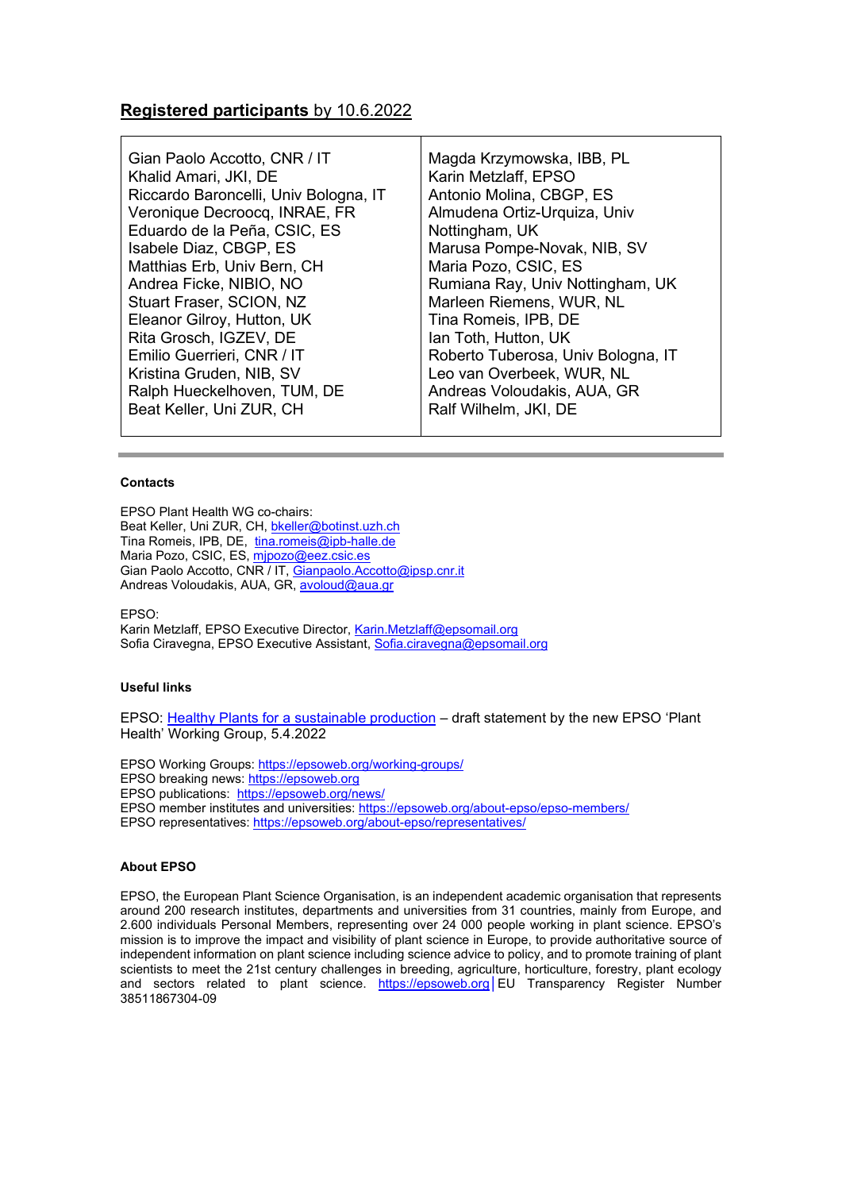## **Registered participants** by 10.6.2022

| | |
|---|---|
| Gian Paolo Accotto, CNR / IT<br>Khalid Amari, JKI, DE<br>Riccardo Baroncelli, Univ Bologna, IT<br>Veronique Decroocq, INRAE, FR<br>Eduardo de la Peña, CSIC, ES<br>Isabele Diaz, CBGP, ES<br>Matthias Erb, Univ Bern, CH<br>Andrea Ficke, NIBIO, NO<br>Stuart Fraser, SCION, NZ<br>Eleanor Gilroy, Hutton, UK<br>Rita Grosch, IGZEV, DE<br>Emilio Guerrieri, CNR / IT<br>Kristina Gruden, NIB, SV<br>Ralph Hueckelhoven, TUM, DE<br>Beat Keller, Uni ZUR, CH | Magda Krzymowska, IBB, PL<br>Karin Metzlaff, EPSO<br>Antonio Molina, CBGP, ES<br>Almudena Ortiz-Urquiza, Univ Nottingham, UK<br>Marusa Pompe-Novak, NIB, SV<br>Maria Pozo, CSIC, ES<br>Rumiana Ray, Univ Nottingham, UK<br>Marleen Riemens, WUR, NL<br>Tina Romeis, IPB, DE<br>Ian Toth, Hutton, UK<br>Roberto Tuberosa, Univ Bologna, IT<br>Leo van Overbeek, WUR, NL<br>Andreas Voloudakis, AUA, GR<br>Ralf Wilhelm, JKI, DE |

---

#### Contacts

EPSO Plant Health WG co-chairs:
Beat Keller, Uni ZUR, CH, bkeller@botinst.uzh.ch
Tina Romeis, IPB, DE, tina.romeis@ipb-halle.de
Maria Pozo, CSIC, ES, mjpozo@eez.csic.es
Gian Paolo Accotto, CNR / IT, Gianpaolo.Accotto@ipsp.cnr.it
Andreas Voloudakis, AUA, GR, avoloud@aua.gr

EPSO:
Karin Metzlaff, EPSO Executive Director, Karin.Metzlaff@epsomail.org
Sofia Ciravegna, EPSO Executive Assistant, Sofia.ciravegna@epsomail.org

#### Useful links

EPSO: Healthy Plants for a sustainable production – draft statement by the new EPSO 'Plant Health' Working Group, 5.4.2022

EPSO Working Groups: https://epsoweb.org/working-groups/
EPSO breaking news: https://epsoweb.org
EPSO publications: https://epsoweb.org/news/
EPSO member institutes and universities: https://epsoweb.org/about-epso/epso-members/
EPSO representatives: https://epsoweb.org/about-epso/representatives/

#### About EPSO

EPSO, the European Plant Science Organisation, is an independent academic organisation that represents around 200 research institutes, departments and universities from 31 countries, mainly from Europe, and 2.600 individuals Personal Members, representing over 24 000 people working in plant science. EPSO's mission is to improve the impact and visibility of plant science in Europe, to provide authoritative source of independent information on plant science including science advice to policy, and to promote training of plant scientists to meet the 21st century challenges in breeding, agriculture, horticulture, forestry, plant ecology and sectors related to plant science. https://epsoweb.org | EU Transparency Register Number 38511867304-09